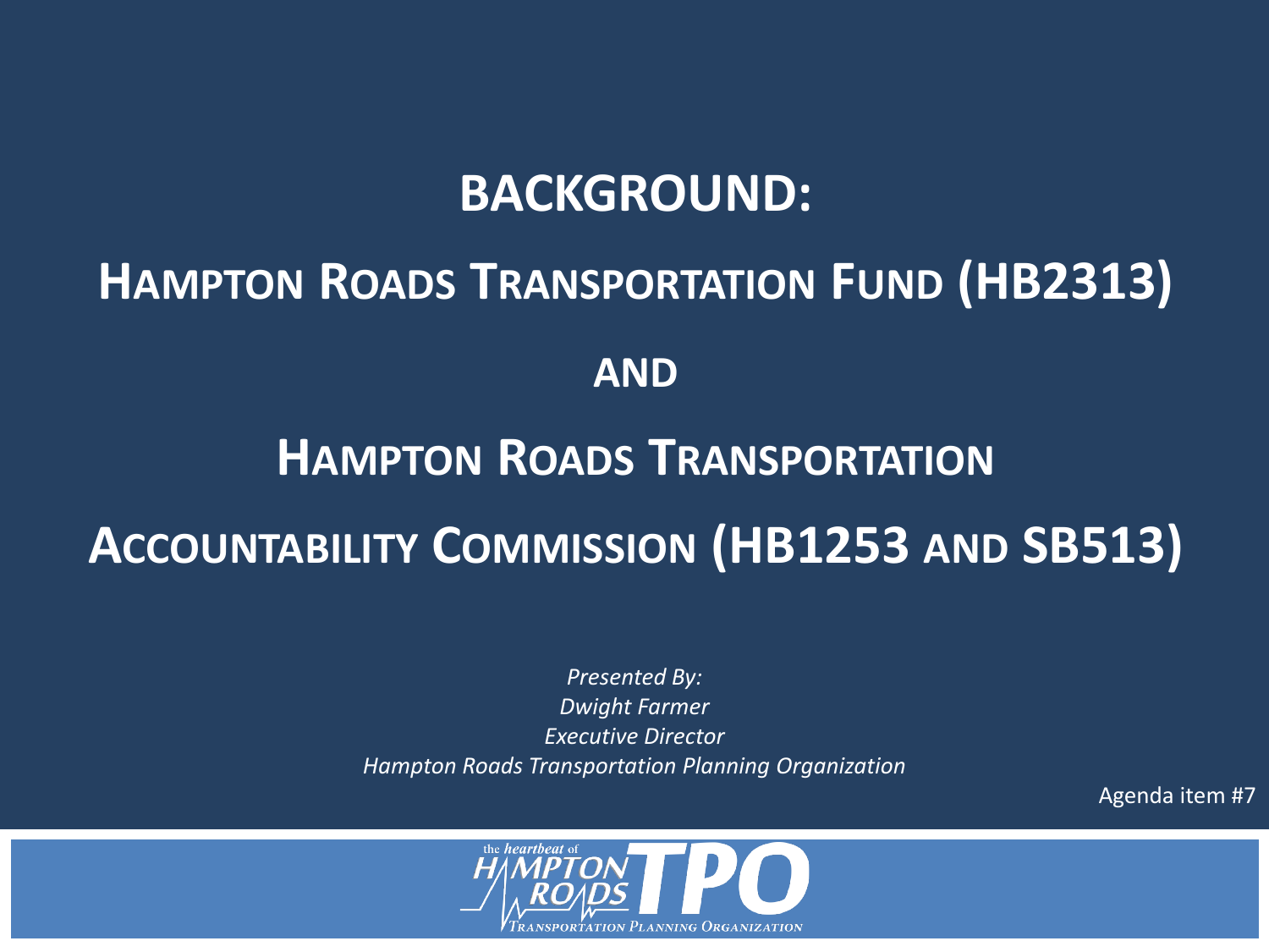# BACKGROUND:

# HAMPTON ROADS TRANSPORTATION FUND (HB2313)

# AND

# HAMPTON ROADS TRANSPORTATION ACCOUNTABILITY COMMISSION (HB1253 AND SB513)

*Presented By:*
*Dwight Farmer*
*Executive Director*
*Hampton Roads Transportation Planning Organization*

Agenda item #7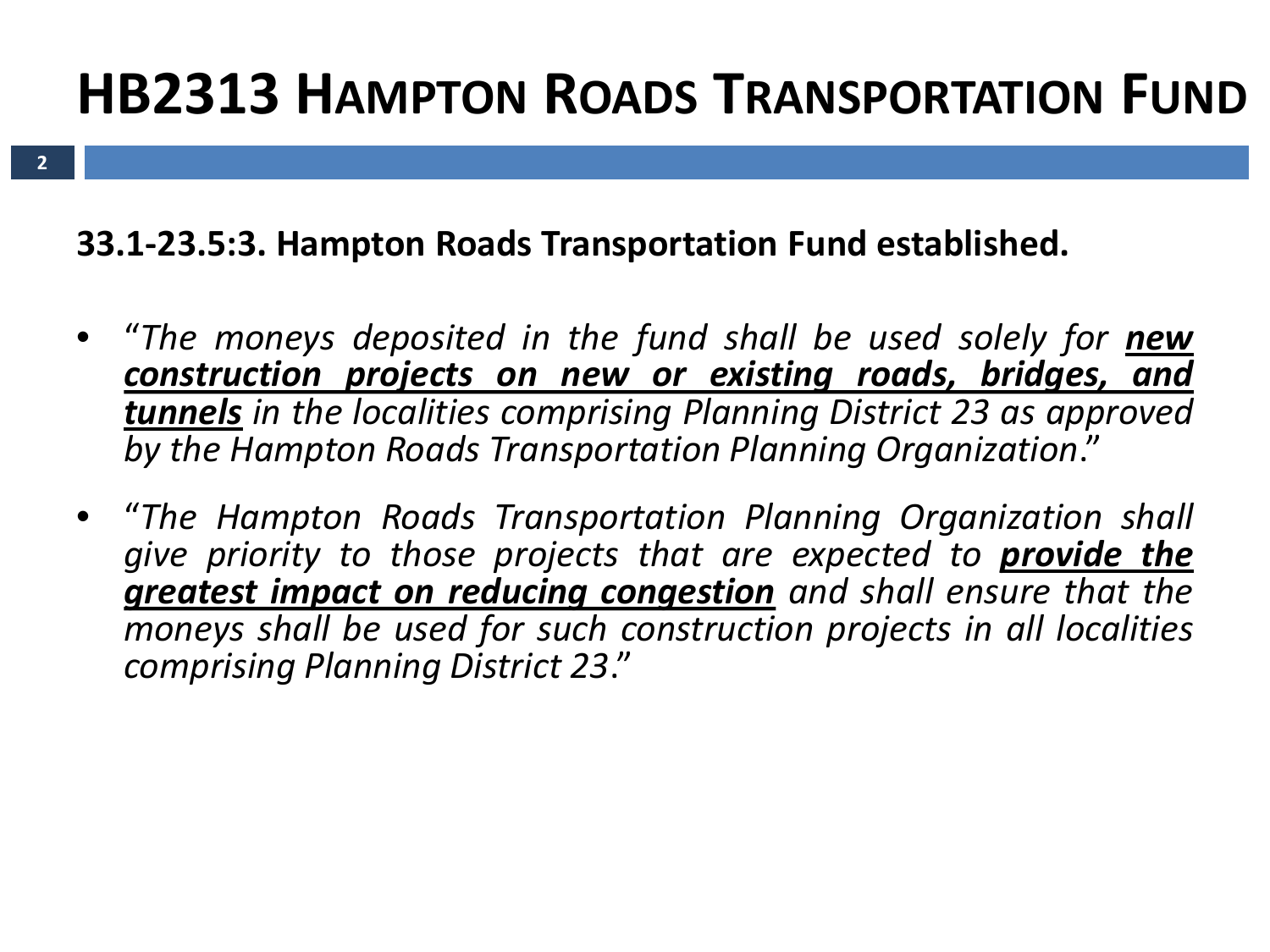# HB2313 Hampton Roads Transportation Fund

**33.1-23.5:3. Hampton Roads Transportation Fund established.**

- "*The moneys deposited in the fund shall be used solely for **new construction projects on new or existing roads, bridges, and tunnels** in the localities comprising Planning District 23 as approved by the Hampton Roads Transportation Planning Organization.*"
- "*The Hampton Roads Transportation Planning Organization shall give priority to those projects that are expected to **provide the greatest impact on reducing congestion** and shall ensure that the moneys shall be used for such construction projects in all localities comprising Planning District 23.*"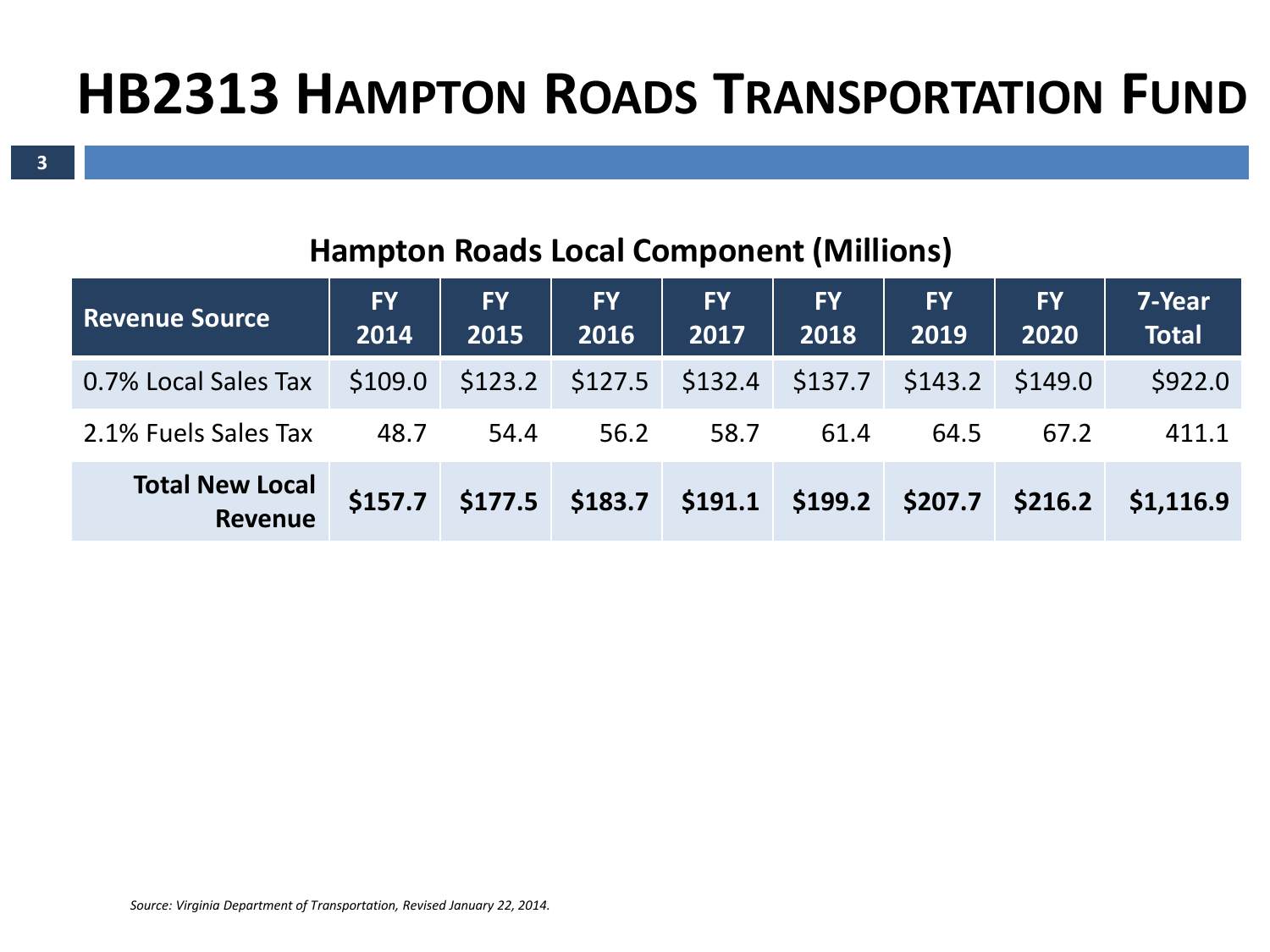# HB2313 Hampton Roads Transportation Fund

## Hampton Roads Local Component (Millions)

| Revenue Source | FY 2014 | FY 2015 | FY 2016 | FY 2017 | FY 2018 | FY 2019 | FY 2020 | 7-Year Total |
|---|---|---|---|---|---|---|---|---|
| 0.7% Local Sales Tax | $109.0 | $123.2 | $127.5 | $132.4 | $137.7 | $143.2 | $149.0 | $922.0 |
| 2.1% Fuels Sales Tax | 48.7 | 54.4 | 56.2 | 58.7 | 61.4 | 64.5 | 67.2 | 411.1 |
| **Total New Local Revenue** | **$157.7** | **$177.5** | **$183.7** | **$191.1** | **$199.2** | **$207.7** | **$216.2** | **$1,116.9** |

*Source: Virginia Department of Transportation, Revised January 22, 2014.*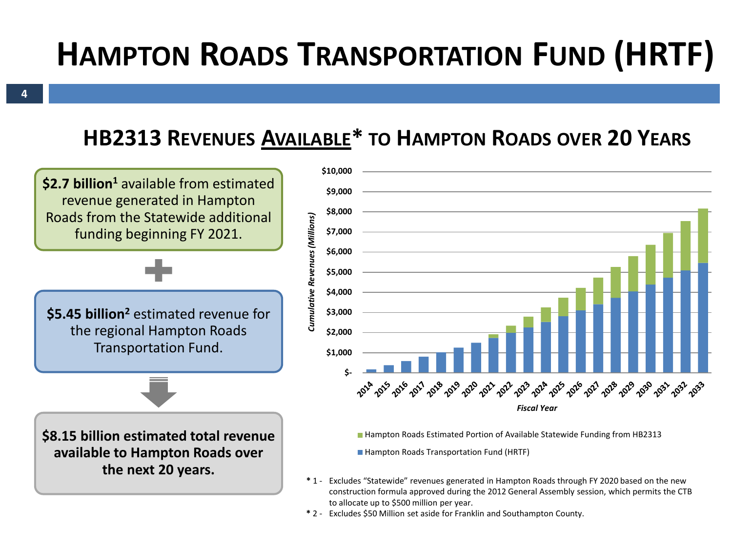# Hampton Roads Transportation Fund (HRTF)

## HB2313 Revenues Available* to Hampton Roads over 20 Years

**$2.7 billion[1]** available from estimated revenue generated in Hampton Roads from the Statewide additional funding beginning FY 2021.

+

**$5.45 billion[2]** estimated revenue for the regional Hampton Roads Transportation Fund.

**$8.15 billion estimated total revenue available to Hampton Roads over the next 20 years.**

Cumulative Revenues (Millions) by Fiscal Year, 2014–2033:

- Hampton Roads Estimated Portion of Available Statewide Funding from HB2313
- Hampton Roads Transportation Fund (HRTF)

\* 1 - Excludes "Statewide" revenues generated in Hampton Roads through FY 2020 based on the new construction formula approved during the 2012 General Assembly session, which permits the CTB to allocate up to $500 million per year.

\* 2 - Excludes $50 Million set aside for Franklin and Southampton County.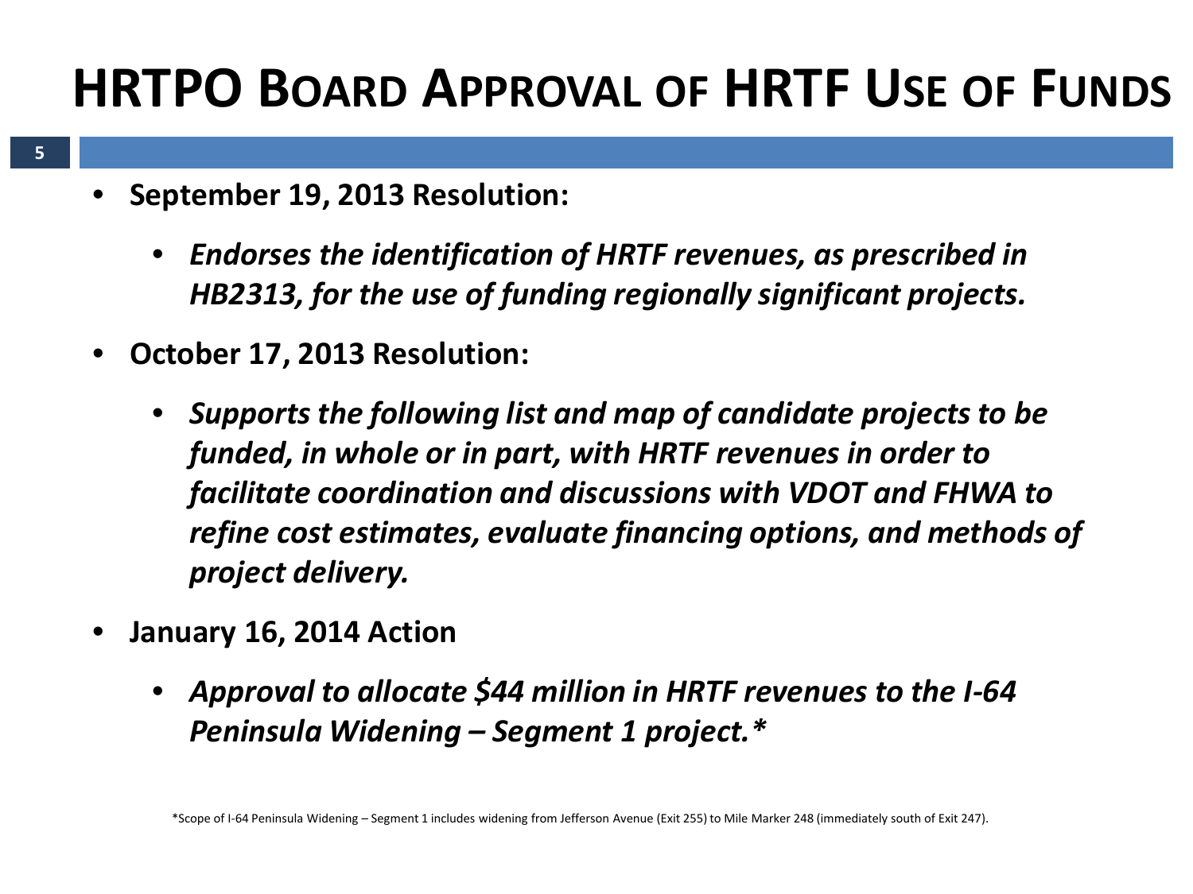# HRTPO Board Approval of HRTF Use of Funds

- **September 19, 2013 Resolution:**
  - ***Endorses the identification of HRTF revenues, as prescribed in HB2313, for the use of funding regionally significant projects.***
- **October 17, 2013 Resolution:**
  - ***Supports the following list and map of candidate projects to be funded, in whole or in part, with HRTF revenues in order to facilitate coordination and discussions with VDOT and FHWA to refine cost estimates, evaluate financing options, and methods of project delivery.***
- **January 16, 2014 Action**
  - ***Approval to allocate $44 million in HRTF revenues to the I-64 Peninsula Widening – Segment 1 project.****

*Scope of I-64 Peninsula Widening – Segment 1 includes widening from Jefferson Avenue (Exit 255) to Mile Marker 248 (immediately south of Exit 247).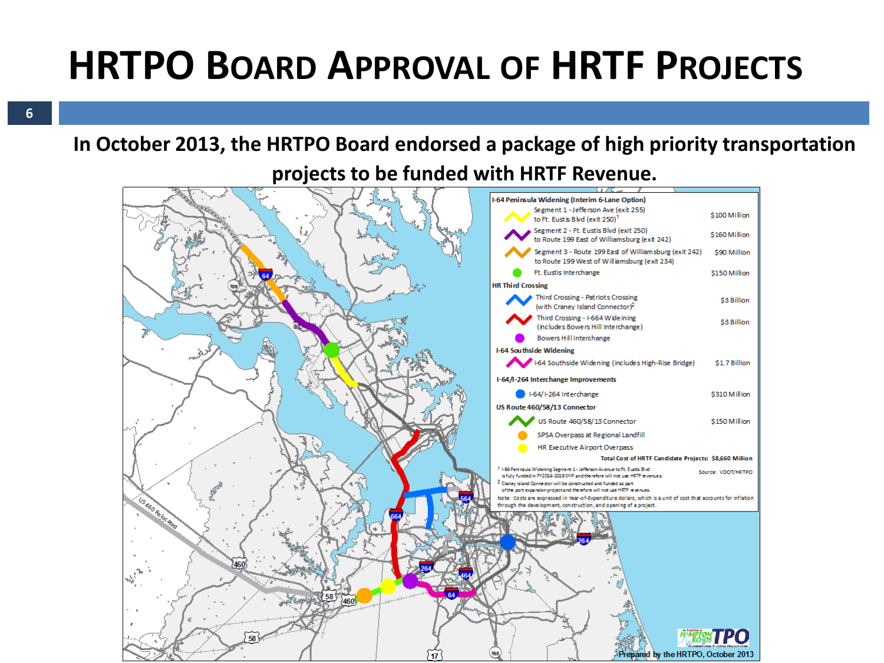# HRTPO Board Approval of HRTF Projects

**In October 2013, the HRTPO Board endorsed a package of high priority transportation projects to be funded with HRTF Revenue.**

| Project | Cost |
|---|---|
| **I-64 Peninsula Widening (Interim 6-Lane Option)** | |
| Segment 1 - Jefferson Ave (exit 255) to Ft. Eustis Blvd (exit 250)[1] | $100 Million |
| Segment 2 - Ft. Eustis Blvd (exit 250) to Route 199 East of Williamsburg (exit 242) | $160 Million |
| Segment 3 - Route 199 East of Williamsburg (exit 242) to Route 199 West of Williamsburg (exit 234) | $90 Million |
| Ft. Eustis Interchange | $150 Million |
| **HR Third Crossing** | |
| Third Crossing - Patriots Crossing (with Craney Island Connector)[2] | $3 Billion |
| Third Crossing - I-664 Widening (includes Bowers Hill Interchange) | $3 Billion |
| Bowers Hill Interchange | |
| **I-64 Southside Widening** | |
| I-64 Southside Widening (includes High-Rise Bridge) | $1.7 Billion |
| **I-64/I-264 Interchange Improvements** | |
| I-64/I-264 Interchange | $310 Million |
| **US Route 460/58/13 Connector** | |
| US Route 460/58/13 Connector | $150 Million |
| SPSA Overpass at Regional Landfill | |
| HR Executive Airport Overpass | |
| **Total Cost of HRTF Candidate Projects:** | **$8,660 Million** |

[1] I-64 Peninsula Widening Segment 1 - Jefferson Avenue to Ft. Eustis Blvd is fully funded in FY2014-2019 SYIP and therefore will not use HRTF revenues.

[2] Craney Island Connector will be constructed and funded as part of the port expansion project and therefore will not use HRTF revenues.

Note: Costs are expressed in Year-of-Expenditure dollars, which is a unit of cost that accounts for inflation through the development, construction, and opening of a project.

Source: VDOT/HRTPO

Prepared by the HRTPO, October 2013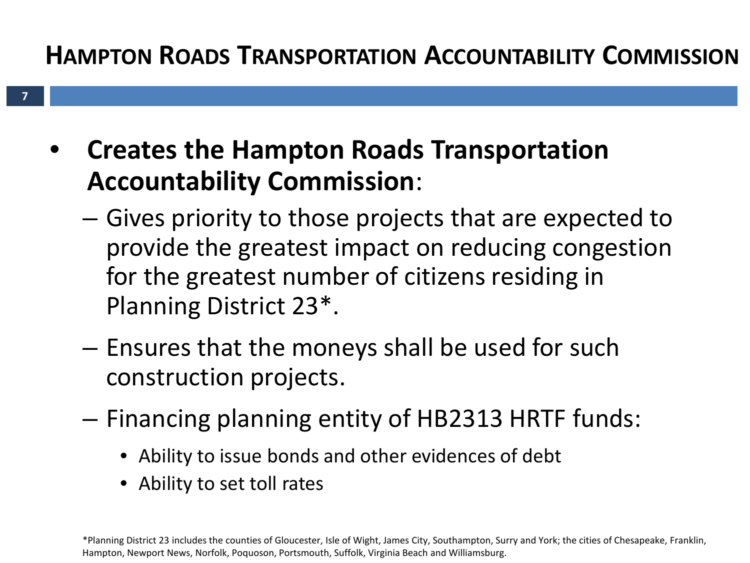# Hampton Roads Transportation Accountability Commission

- **Creates the Hampton Roads Transportation Accountability Commission**:
  - Gives priority to those projects that are expected to provide the greatest impact on reducing congestion for the greatest number of citizens residing in Planning District 23*.
  - Ensures that the moneys shall be used for such construction projects.
  - Financing planning entity of HB2313 HRTF funds:
    - Ability to issue bonds and other evidences of debt
    - Ability to set toll rates

*Planning District 23 includes the counties of Gloucester, Isle of Wight, James City, Southampton, Surry and York; the cities of Chesapeake, Franklin, Hampton, Newport News, Norfolk, Poquoson, Portsmouth, Suffolk, Virginia Beach and Williamsburg.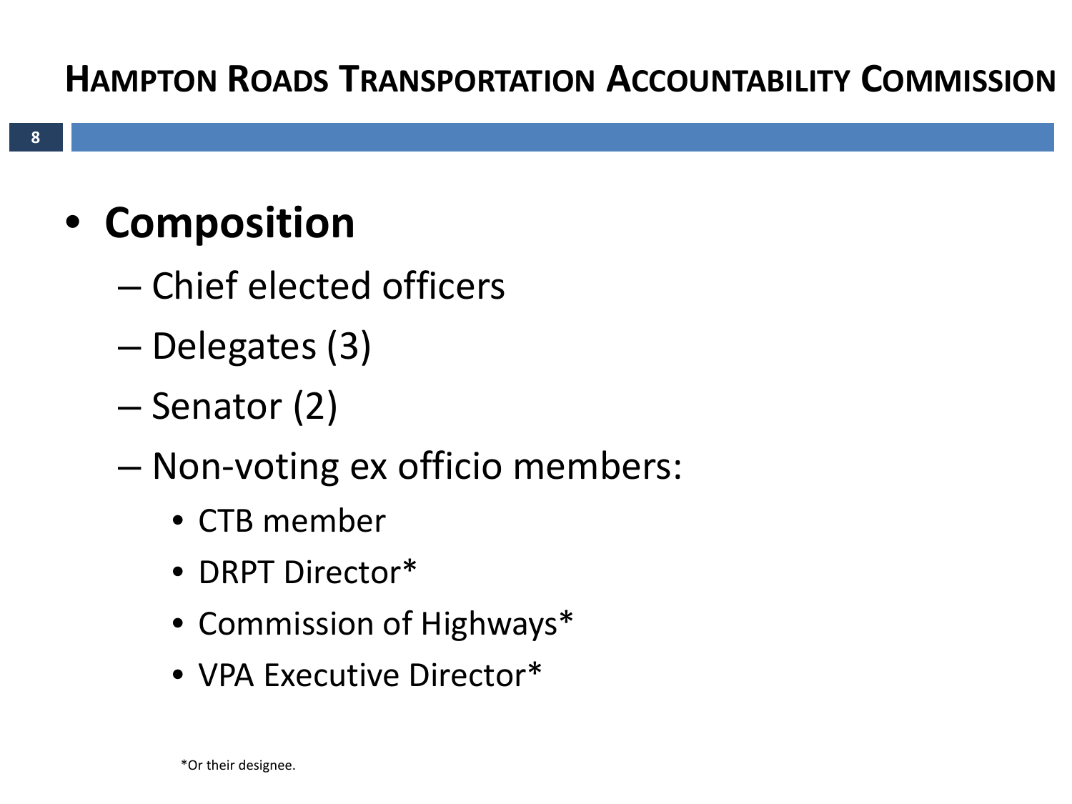# Hampton Roads Transportation Accountability Commission

- **Composition**
  - Chief elected officers
  - Delegates (3)
  - Senator (2)
  - Non-voting ex officio members:
    - CTB member
    - DRPT Director*
    - Commission of Highways*
    - VPA Executive Director*

*Or their designee.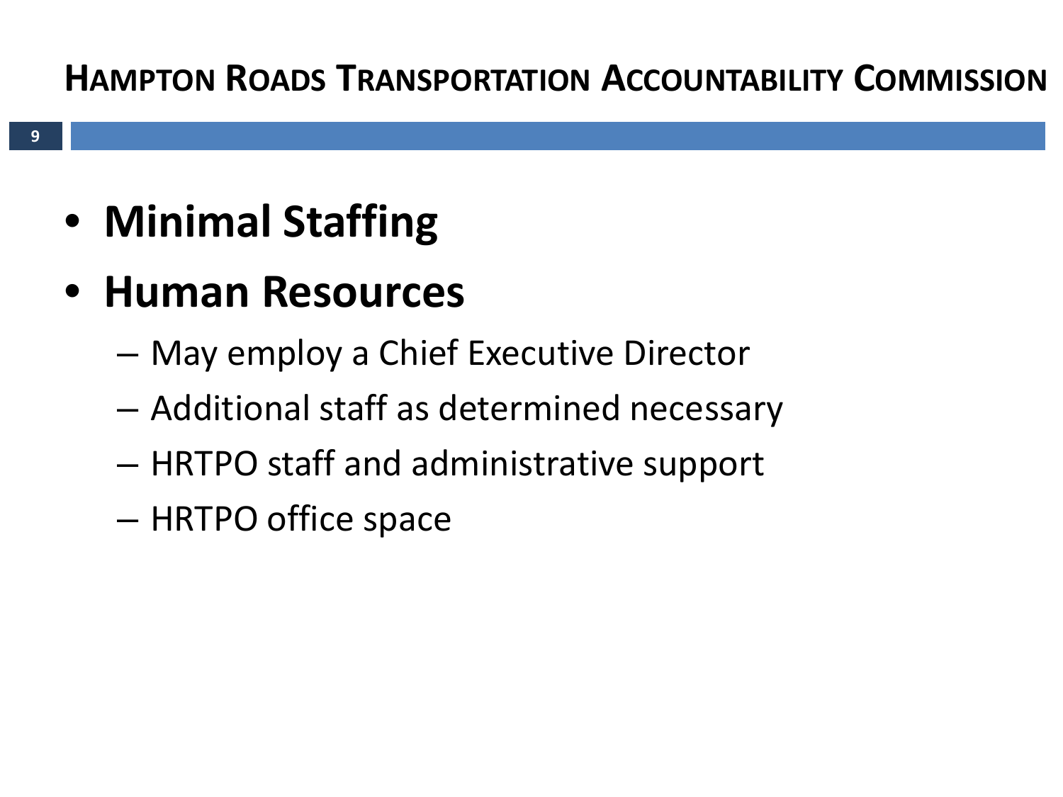## Hampton Roads Transportation Accountability Commission

- **Minimal Staffing**
- **Human Resources**
  - May employ a Chief Executive Director
  - Additional staff as determined necessary
  - HRTPO staff and administrative support
  - HRTPO office space